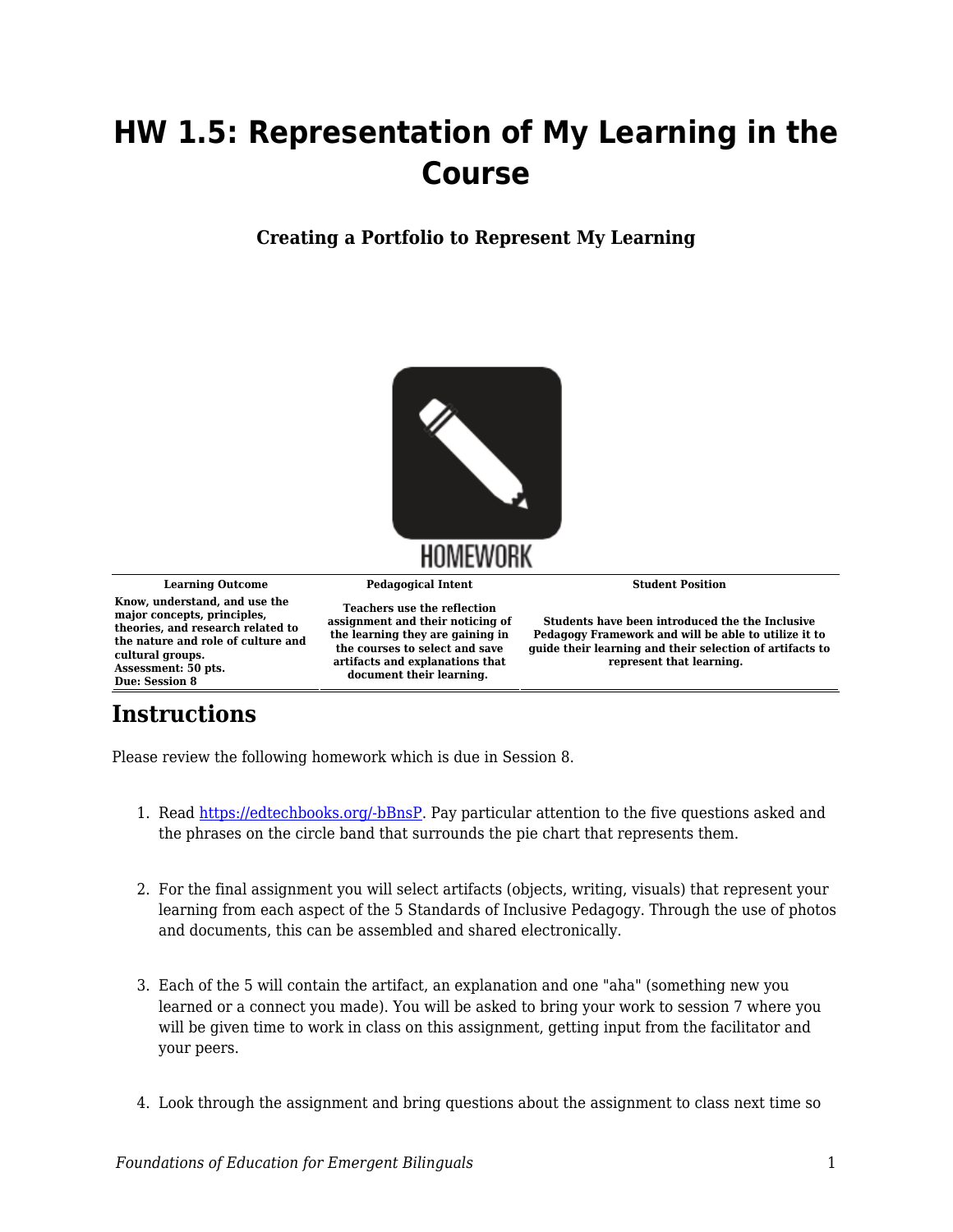# HW 1.5: Representation of My Learning in the Course

### Creating a Portfolio to Represent My Learning

HOMEWORK

| Learning Outcome | Pedagogical Intent | Student Position |
|---|---|---|
| **Know, understand, and use the major concepts, principles, theories, and research related to the nature and role of culture and cultural groups. Assessment: 50 pts. Due: Session 8** | **Teachers use the reflection assignment and their noticing of the learning they are gaining in the courses to select and save artifacts and explanations that document their learning.** | **Students have been introduced the the Inclusive Pedagogy Framework and will be able to utilize it to guide their learning and their selection of artifacts to represent that learning.** |

## Instructions

Please review the following homework which is due in Session 8.

1. Read [https://edtechbooks.org/-bBnsP](https://edtechbooks.org/-bBnsP). Pay particular attention to the five questions asked and the phrases on the circle band that surrounds the pie chart that represents them.

2. For the final assignment you will select artifacts (objects, writing, visuals) that represent your learning from each aspect of the 5 Standards of Inclusive Pedagogy. Through the use of photos and documents, this can be assembled and shared electronically.

3. Each of the 5 will contain the artifact, an explanation and one "aha" (something new you learned or a connect you made). You will be asked to bring your work to session 7 where you will be given time to work in class on this assignment, getting input from the facilitator and your peers.

4. Look through the assignment and bring questions about the assignment to class next time so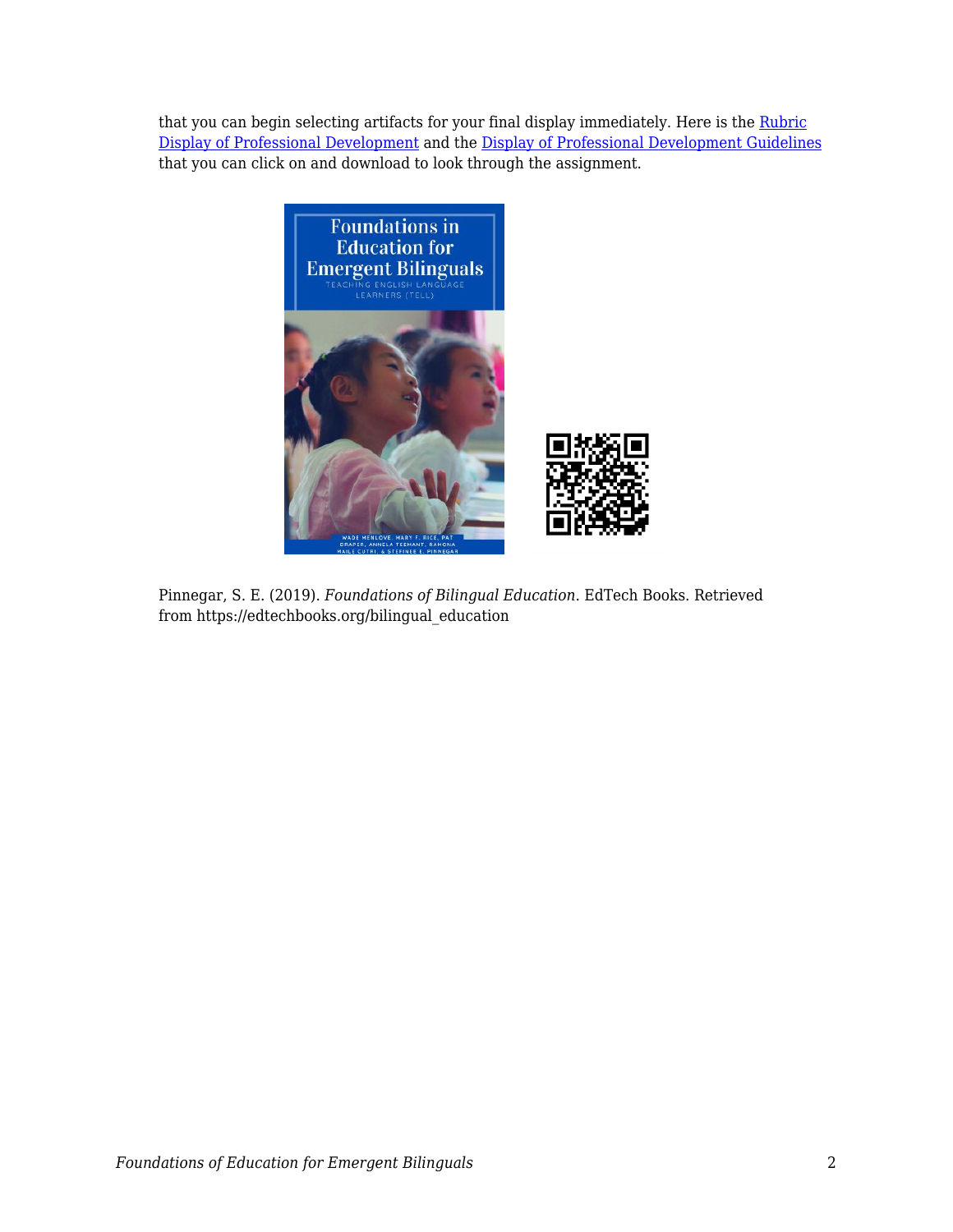that you can begin selecting artifacts for your final display immediately. Here is the Rubric Display of Professional Development and the Display of Professional Development Guidelines that you can click on and download to look through the assignment.

Pinnegar, S. E. (2019). *Foundations of Bilingual Education*. EdTech Books. Retrieved from https://edtechbooks.org/bilingual_education